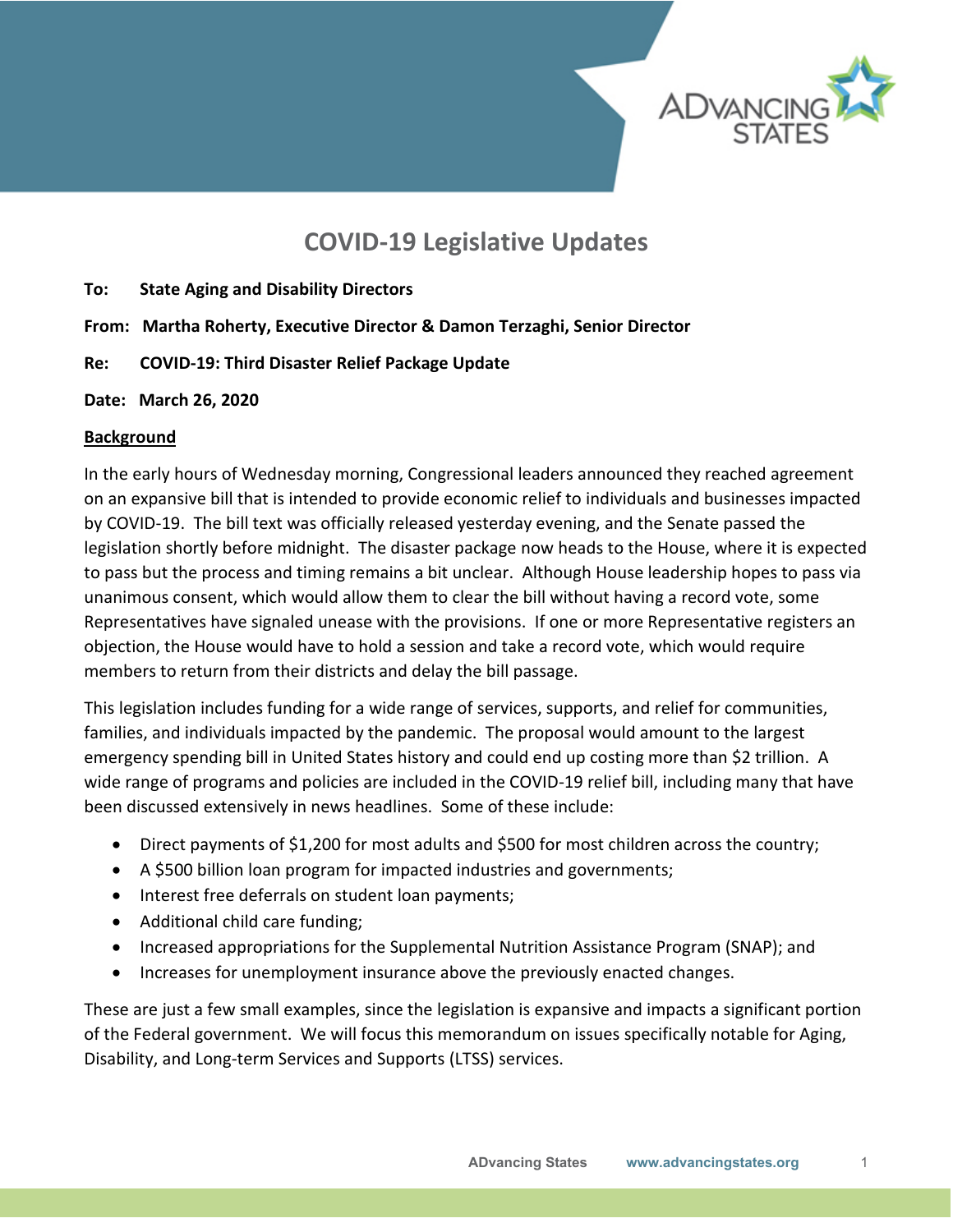# COVID-19 Legislative Updates

**To:** **State Aging and Disability Directors**

**From:** **Martha Roherty, Executive Director & Damon Terzaghi, Senior Director**

**Re:** **COVID-19: Third Disaster Relief Package Update**

**Date:** **March 26, 2020**

## Background

In the early hours of Wednesday morning, Congressional leaders announced they reached agreement on an expansive bill that is intended to provide economic relief to individuals and businesses impacted by COVID-19. The bill text was officially released yesterday evening, and the Senate passed the legislation shortly before midnight. The disaster package now heads to the House, where it is expected to pass but the process and timing remains a bit unclear. Although House leadership hopes to pass via unanimous consent, which would allow them to clear the bill without having a record vote, some Representatives have signaled unease with the provisions. If one or more Representative registers an objection, the House would have to hold a session and take a record vote, which would require members to return from their districts and delay the bill passage.

This legislation includes funding for a wide range of services, supports, and relief for communities, families, and individuals impacted by the pandemic. The proposal would amount to the largest emergency spending bill in United States history and could end up costing more than $2 trillion. A wide range of programs and policies are included in the COVID-19 relief bill, including many that have been discussed extensively in news headlines. Some of these include:

- Direct payments of $1,200 for most adults and $500 for most children across the country;
- A $500 billion loan program for impacted industries and governments;
- Interest free deferrals on student loan payments;
- Additional child care funding;
- Increased appropriations for the Supplemental Nutrition Assistance Program (SNAP); and
- Increases for unemployment insurance above the previously enacted changes.

These are just a few small examples, since the legislation is expansive and impacts a significant portion of the Federal government. We will focus this memorandum on issues specifically notable for Aging, Disability, and Long-term Services and Supports (LTSS) services.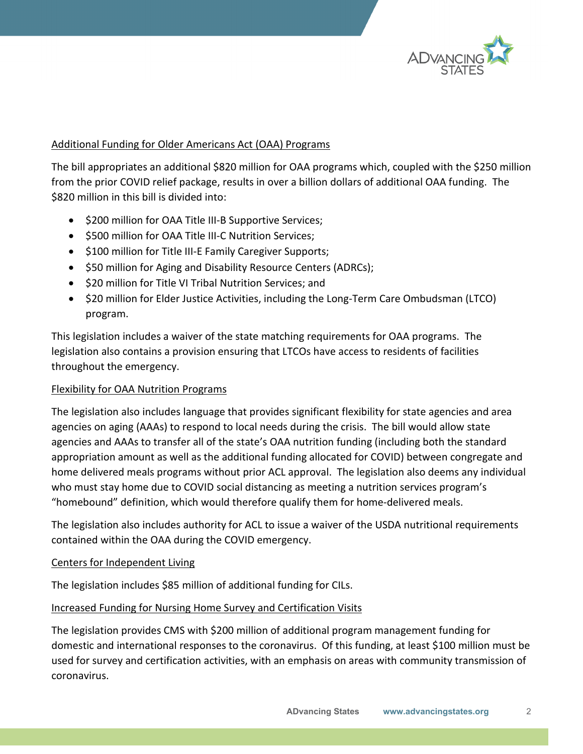## Additional Funding for Older Americans Act (OAA) Programs

The bill appropriates an additional $820 million for OAA programs which, coupled with the $250 million from the prior COVID relief package, results in over a billion dollars of additional OAA funding. The $820 million in this bill is divided into:

- $200 million for OAA Title III-B Supportive Services;
- $500 million for OAA Title III-C Nutrition Services;
- $100 million for Title III-E Family Caregiver Supports;
- $50 million for Aging and Disability Resource Centers (ADRCs);
- $20 million for Title VI Tribal Nutrition Services; and
- $20 million for Elder Justice Activities, including the Long-Term Care Ombudsman (LTCO) program.

This legislation includes a waiver of the state matching requirements for OAA programs. The legislation also contains a provision ensuring that LTCOs have access to residents of facilities throughout the emergency.

## Flexibility for OAA Nutrition Programs

The legislation also includes language that provides significant flexibility for state agencies and area agencies on aging (AAAs) to respond to local needs during the crisis. The bill would allow state agencies and AAAs to transfer all of the state's OAA nutrition funding (including both the standard appropriation amount as well as the additional funding allocated for COVID) between congregate and home delivered meals programs without prior ACL approval. The legislation also deems any individual who must stay home due to COVID social distancing as meeting a nutrition services program's "homebound" definition, which would therefore qualify them for home-delivered meals.

The legislation also includes authority for ACL to issue a waiver of the USDA nutritional requirements contained within the OAA during the COVID emergency.

## Centers for Independent Living

The legislation includes $85 million of additional funding for CILs.

## Increased Funding for Nursing Home Survey and Certification Visits

The legislation provides CMS with $200 million of additional program management funding for domestic and international responses to the coronavirus. Of this funding, at least $100 million must be used for survey and certification activities, with an emphasis on areas with community transmission of coronavirus.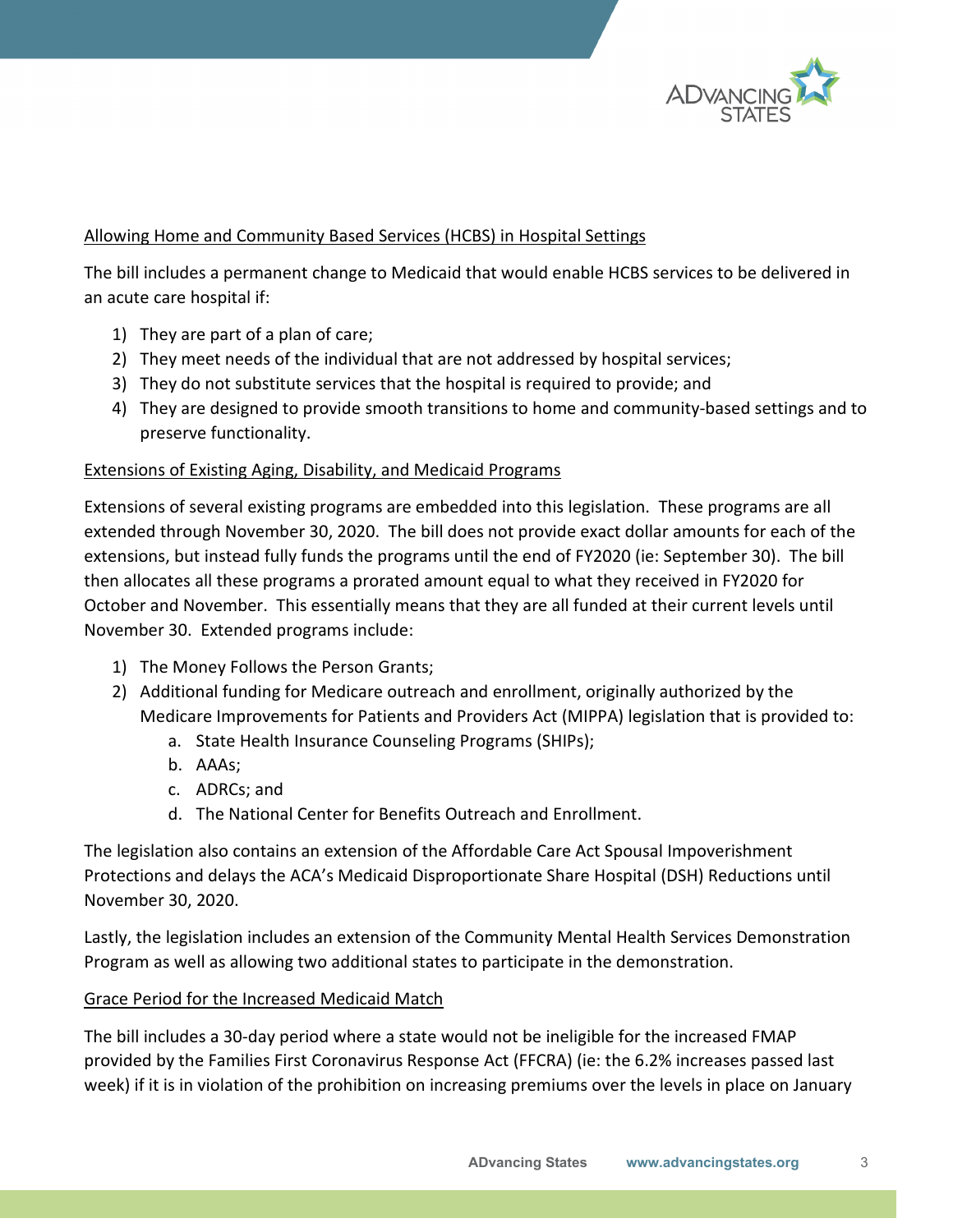Allowing Home and Community Based Services (HCBS) in Hospital Settings

The bill includes a permanent change to Medicaid that would enable HCBS services to be delivered in an acute care hospital if:

1) They are part of a plan of care;
2) They meet needs of the individual that are not addressed by hospital services;
3) They do not substitute services that the hospital is required to provide; and
4) They are designed to provide smooth transitions to home and community-based settings and to preserve functionality.

Extensions of Existing Aging, Disability, and Medicaid Programs

Extensions of several existing programs are embedded into this legislation. These programs are all extended through November 30, 2020. The bill does not provide exact dollar amounts for each of the extensions, but instead fully funds the programs until the end of FY2020 (ie: September 30). The bill then allocates all these programs a prorated amount equal to what they received in FY2020 for October and November. This essentially means that they are all funded at their current levels until November 30. Extended programs include:

1) The Money Follows the Person Grants;
2) Additional funding for Medicare outreach and enrollment, originally authorized by the Medicare Improvements for Patients and Providers Act (MIPPA) legislation that is provided to:
    a. State Health Insurance Counseling Programs (SHIPs);
    b. AAAs;
    c. ADRCs; and
    d. The National Center for Benefits Outreach and Enrollment.

The legislation also contains an extension of the Affordable Care Act Spousal Impoverishment Protections and delays the ACA's Medicaid Disproportionate Share Hospital (DSH) Reductions until November 30, 2020.

Lastly, the legislation includes an extension of the Community Mental Health Services Demonstration Program as well as allowing two additional states to participate in the demonstration.

Grace Period for the Increased Medicaid Match

The bill includes a 30-day period where a state would not be ineligible for the increased FMAP provided by the Families First Coronavirus Response Act (FFCRA) (ie: the 6.2% increases passed last week) if it is in violation of the prohibition on increasing premiums over the levels in place on January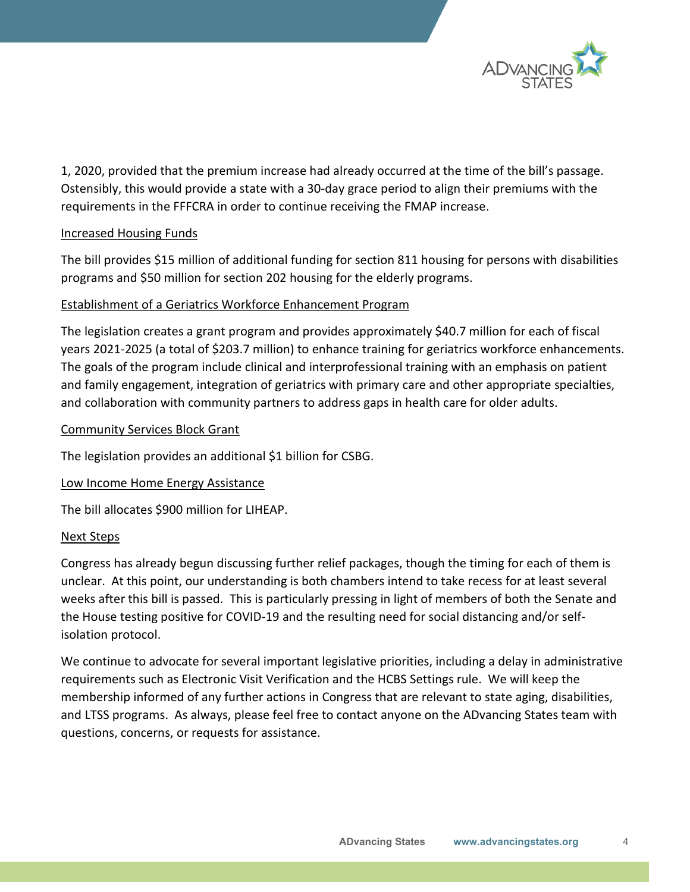1, 2020, provided that the premium increase had already occurred at the time of the bill's passage. Ostensibly, this would provide a state with a 30-day grace period to align their premiums with the requirements in the FFFCRA in order to continue receiving the FMAP increase.

### Increased Housing Funds

The bill provides $15 million of additional funding for section 811 housing for persons with disabilities programs and $50 million for section 202 housing for the elderly programs.

### Establishment of a Geriatrics Workforce Enhancement Program

The legislation creates a grant program and provides approximately $40.7 million for each of fiscal years 2021-2025 (a total of $203.7 million) to enhance training for geriatrics workforce enhancements. The goals of the program include clinical and interprofessional training with an emphasis on patient and family engagement, integration of geriatrics with primary care and other appropriate specialties, and collaboration with community partners to address gaps in health care for older adults.

### Community Services Block Grant

The legislation provides an additional $1 billion for CSBG.

### Low Income Home Energy Assistance

The bill allocates $900 million for LIHEAP.

### Next Steps

Congress has already begun discussing further relief packages, though the timing for each of them is unclear. At this point, our understanding is both chambers intend to take recess for at least several weeks after this bill is passed. This is particularly pressing in light of members of both the Senate and the House testing positive for COVID-19 and the resulting need for social distancing and/or self-isolation protocol.

We continue to advocate for several important legislative priorities, including a delay in administrative requirements such as Electronic Visit Verification and the HCBS Settings rule. We will keep the membership informed of any further actions in Congress that are relevant to state aging, disabilities, and LTSS programs. As always, please feel free to contact anyone on the ADvancing States team with questions, concerns, or requests for assistance.